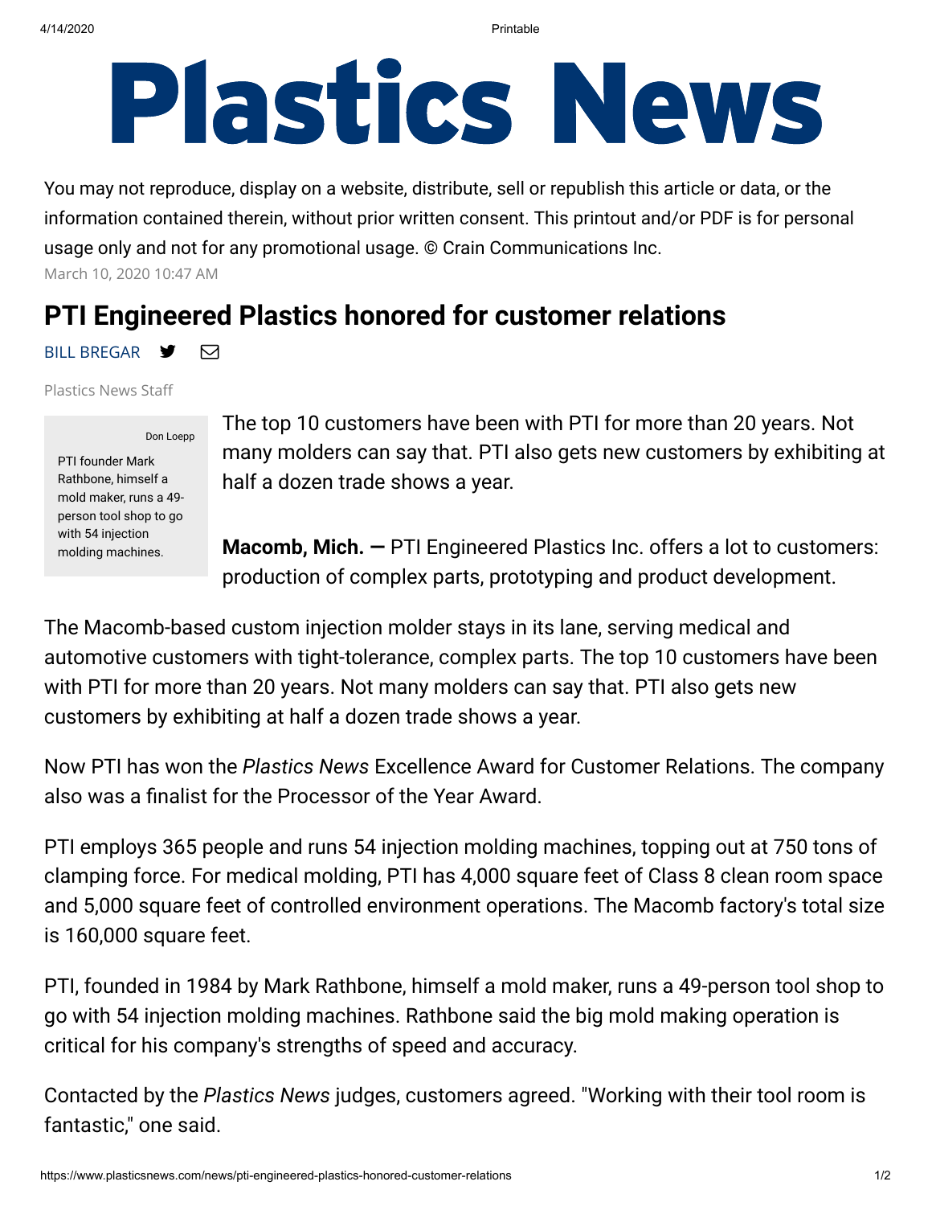# Plastics News

You may not reproduce, display on a website, distribute, sell or republish this article or data, or the information contained therein, without prior written consent. This printout and/or PDF is for personal usage only and not for any promotional usage. © Crain Communications Inc.

March 10, 2020 10:47 AM

## PTI Engineered Plastics honored for customer relations

BILL BREGAR

Plastics News Staff

Don Loepp

PTI founder Mark Rathbone, himself a mold maker, runs a 49-person tool shop to go with 54 injection molding machines.

The top 10 customers have been with PTI for more than 20 years. Not many molders can say that. PTI also gets new customers by exhibiting at half a dozen trade shows a year.

**Macomb, Mich. —** PTI Engineered Plastics Inc. offers a lot to customers: production of complex parts, prototyping and product development.

The Macomb-based custom injection molder stays in its lane, serving medical and automotive customers with tight-tolerance, complex parts. The top 10 customers have been with PTI for more than 20 years. Not many molders can say that. PTI also gets new customers by exhibiting at half a dozen trade shows a year.

Now PTI has won the *Plastics News* Excellence Award for Customer Relations. The company also was a finalist for the Processor of the Year Award.

PTI employs 365 people and runs 54 injection molding machines, topping out at 750 tons of clamping force. For medical molding, PTI has 4,000 square feet of Class 8 clean room space and 5,000 square feet of controlled environment operations. The Macomb factory's total size is 160,000 square feet.

PTI, founded in 1984 by Mark Rathbone, himself a mold maker, runs a 49-person tool shop to go with 54 injection molding machines. Rathbone said the big mold making operation is critical for his company's strengths of speed and accuracy.

Contacted by the *Plastics News* judges, customers agreed. "Working with their tool room is fantastic," one said.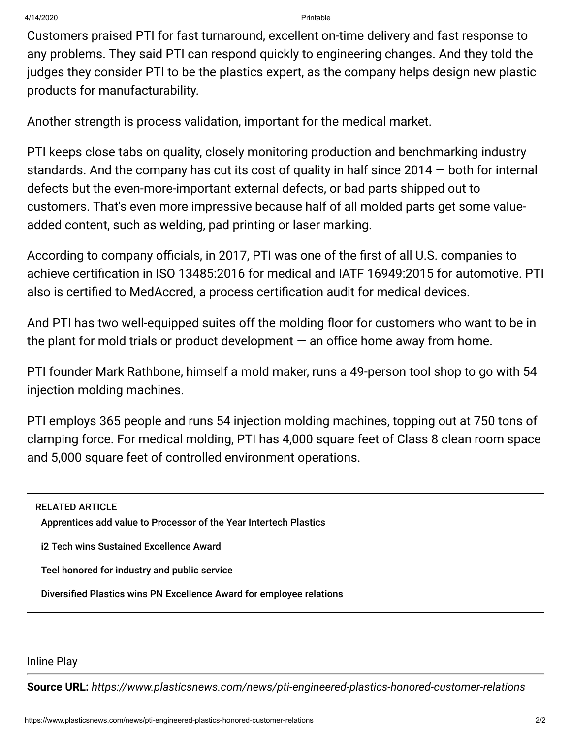Customers praised PTI for fast turnaround, excellent on-time delivery and fast response to any problems. They said PTI can respond quickly to engineering changes. And they told the judges they consider PTI to be the plastics expert, as the company helps design new plastic products for manufacturability.

Another strength is process validation, important for the medical market.

PTI keeps close tabs on quality, closely monitoring production and benchmarking industry standards. And the company has cut its cost of quality in half since 2014 — both for internal defects but the even-more-important external defects, or bad parts shipped out to customers. That's even more impressive because half of all molded parts get some value-added content, such as welding, pad printing or laser marking.

According to company officials, in 2017, PTI was one of the first of all U.S. companies to achieve certification in ISO 13485:2016 for medical and IATF 16949:2015 for automotive. PTI also is certified to MedAccred, a process certification audit for medical devices.

And PTI has two well-equipped suites off the molding floor for customers who want to be in the plant for mold trials or product development — an office home away from home.

PTI founder Mark Rathbone, himself a mold maker, runs a 49-person tool shop to go with 54 injection molding machines.

PTI employs 365 people and runs 54 injection molding machines, topping out at 750 tons of clamping force. For medical molding, PTI has 4,000 square feet of Class 8 clean room space and 5,000 square feet of controlled environment operations.

---

RELATED ARTICLE

- Apprentices add value to Processor of the Year Intertech Plastics
- i2 Tech wins Sustained Excellence Award
- Teel honored for industry and public service
- Diversified Plastics wins PN Excellence Award for employee relations

---

Inline Play

**Source URL:** *https://www.plasticsnews.com/news/pti-engineered-plastics-honored-customer-relations*